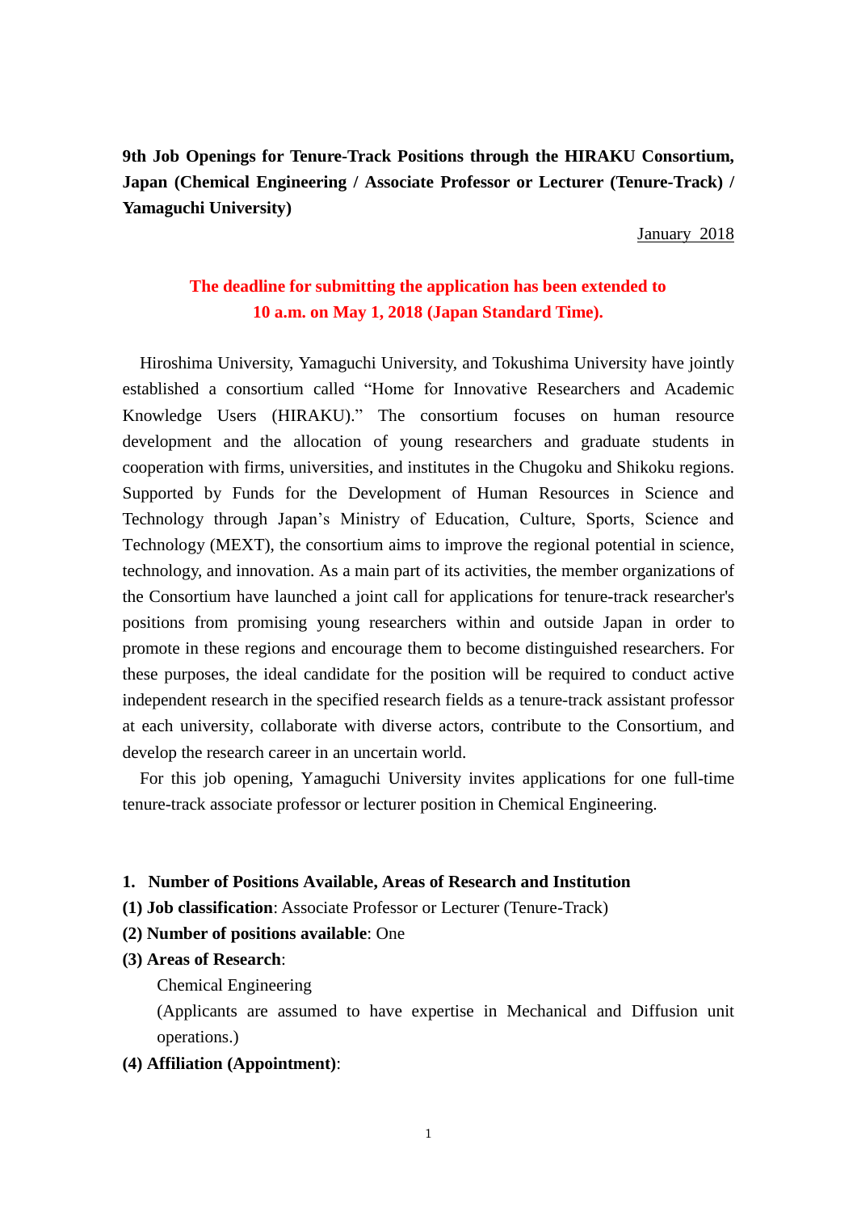**9th Job Openings for Tenure-Track Positions through the HIRAKU Consortium, Japan (Chemical Engineering / Associate Professor or Lecturer (Tenure-Track) / Yamaguchi University)**

January 2018

**The deadline for submitting the application has been extended to 10 a.m. on May 1, 2018 (Japan Standard Time).**

Hiroshima University, Yamaguchi University, and Tokushima University have jointly established a consortium called "Home for Innovative Researchers and Academic Knowledge Users (HIRAKU)." The consortium focuses on human resource development and the allocation of young researchers and graduate students in cooperation with firms, universities, and institutes in the Chugoku and Shikoku regions. Supported by Funds for the Development of Human Resources in Science and Technology through Japan's Ministry of Education, Culture, Sports, Science and Technology (MEXT), the consortium aims to improve the regional potential in science, technology, and innovation. As a main part of its activities, the member organizations of the Consortium have launched a joint call for applications for tenure-track researcher's positions from promising young researchers within and outside Japan in order to promote in these regions and encourage them to become distinguished researchers. For these purposes, the ideal candidate for the position will be required to conduct active independent research in the specified research fields as a tenure-track assistant professor at each university, collaborate with diverse actors, contribute to the Consortium, and develop the research career in an uncertain world.

For this job opening, Yamaguchi University invites applications for one full-time tenure-track associate professor or lecturer position in Chemical Engineering.

## 1. Number of Positions Available, Areas of Research and Institution

**(1) Job classification**: Associate Professor or Lecturer (Tenure-Track)

**(2) Number of positions available**: One

**(3) Areas of Research**:

Chemical Engineering

(Applicants are assumed to have expertise in Mechanical and Diffusion unit operations.)

**(4) Affiliation (Appointment)**: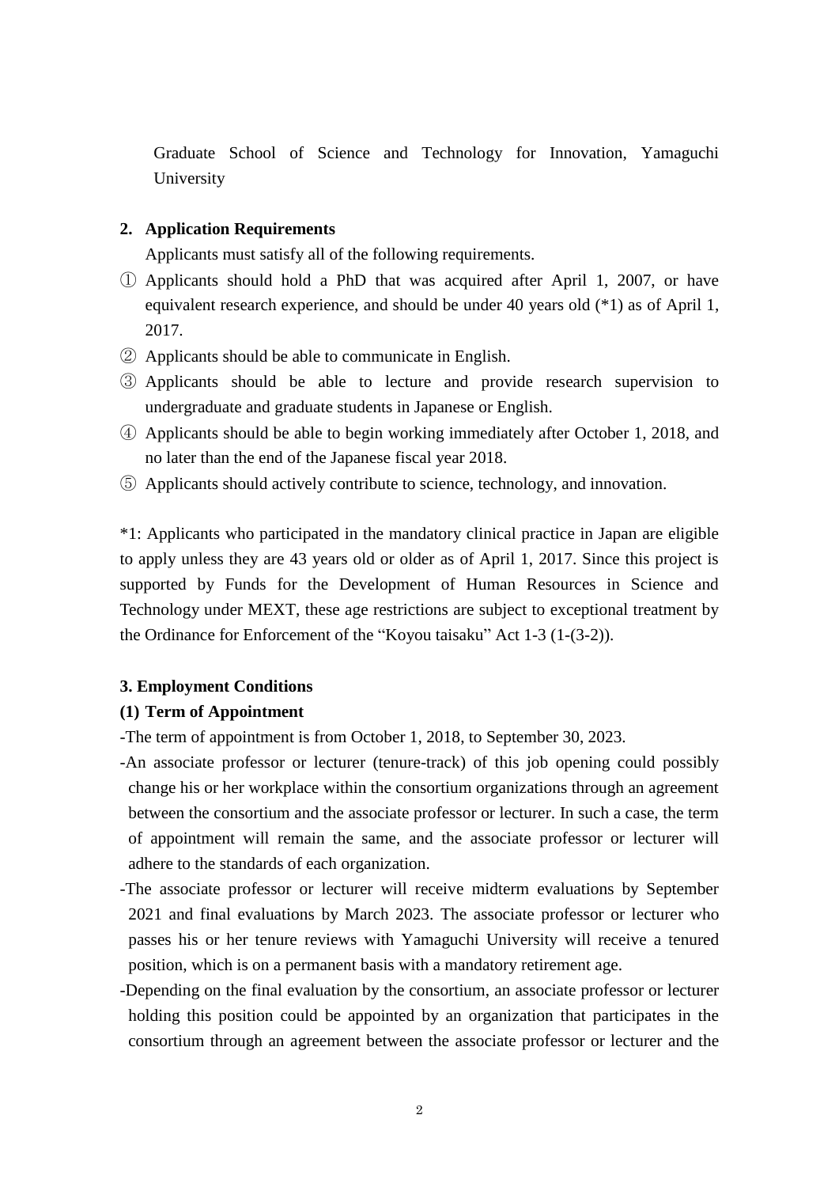Graduate School of Science and Technology for Innovation, Yamaguchi University

## 2. Application Requirements

Applicants must satisfy all of the following requirements.

① Applicants should hold a PhD that was acquired after April 1, 2007, or have equivalent research experience, and should be under 40 years old (*1) as of April 1, 2017.

② Applicants should be able to communicate in English.

③ Applicants should be able to lecture and provide research supervision to undergraduate and graduate students in Japanese or English.

④ Applicants should be able to begin working immediately after October 1, 2018, and no later than the end of the Japanese fiscal year 2018.

⑤ Applicants should actively contribute to science, technology, and innovation.

*1: Applicants who participated in the mandatory clinical practice in Japan are eligible to apply unless they are 43 years old or older as of April 1, 2017. Since this project is supported by Funds for the Development of Human Resources in Science and Technology under MEXT, these age restrictions are subject to exceptional treatment by the Ordinance for Enforcement of the "Koyou taisaku" Act 1-3 (1-(3-2)).

## 3. Employment Conditions

### (1) Term of Appointment

- The term of appointment is from October 1, 2018, to September 30, 2023.
- An associate professor or lecturer (tenure-track) of this job opening could possibly change his or her workplace within the consortium organizations through an agreement between the consortium and the associate professor or lecturer. In such a case, the term of appointment will remain the same, and the associate professor or lecturer will adhere to the standards of each organization.
- The associate professor or lecturer will receive midterm evaluations by September 2021 and final evaluations by March 2023. The associate professor or lecturer who passes his or her tenure reviews with Yamaguchi University will receive a tenured position, which is on a permanent basis with a mandatory retirement age.
- Depending on the final evaluation by the consortium, an associate professor or lecturer holding this position could be appointed by an organization that participates in the consortium through an agreement between the associate professor or lecturer and the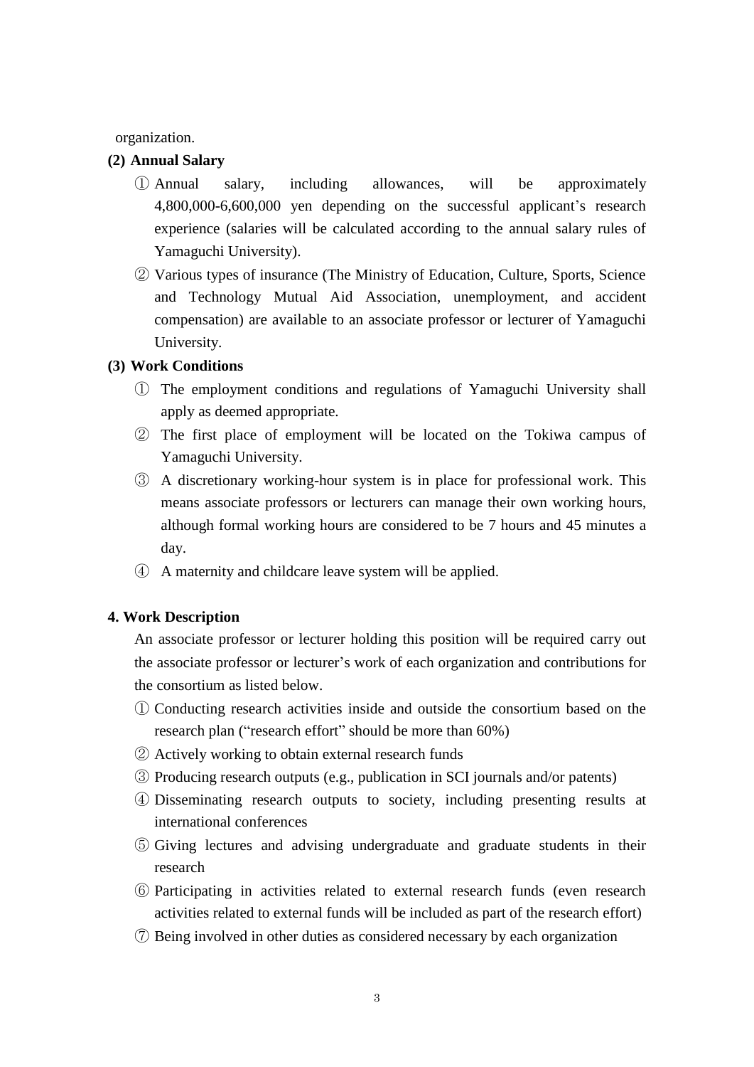organization.

**(2) Annual Salary**

① Annual salary, including allowances, will be approximately 4,800,000-6,600,000 yen depending on the successful applicant's research experience (salaries will be calculated according to the annual salary rules of Yamaguchi University).

② Various types of insurance (The Ministry of Education, Culture, Sports, Science and Technology Mutual Aid Association, unemployment, and accident compensation) are available to an associate professor or lecturer of Yamaguchi University.

**(3) Work Conditions**

① The employment conditions and regulations of Yamaguchi University shall apply as deemed appropriate.

② The first place of employment will be located on the Tokiwa campus of Yamaguchi University.

③ A discretionary working-hour system is in place for professional work. This means associate professors or lecturers can manage their own working hours, although formal working hours are considered to be 7 hours and 45 minutes a day.

④ A maternity and childcare leave system will be applied.

**4. Work Description**

An associate professor or lecturer holding this position will be required carry out the associate professor or lecturer's work of each organization and contributions for the consortium as listed below.

① Conducting research activities inside and outside the consortium based on the research plan ("research effort" should be more than 60%)

② Actively working to obtain external research funds

③ Producing research outputs (e.g., publication in SCI journals and/or patents)

④ Disseminating research outputs to society, including presenting results at international conferences

⑤ Giving lectures and advising undergraduate and graduate students in their research

⑥ Participating in activities related to external research funds (even research activities related to external funds will be included as part of the research effort)

⑦ Being involved in other duties as considered necessary by each organization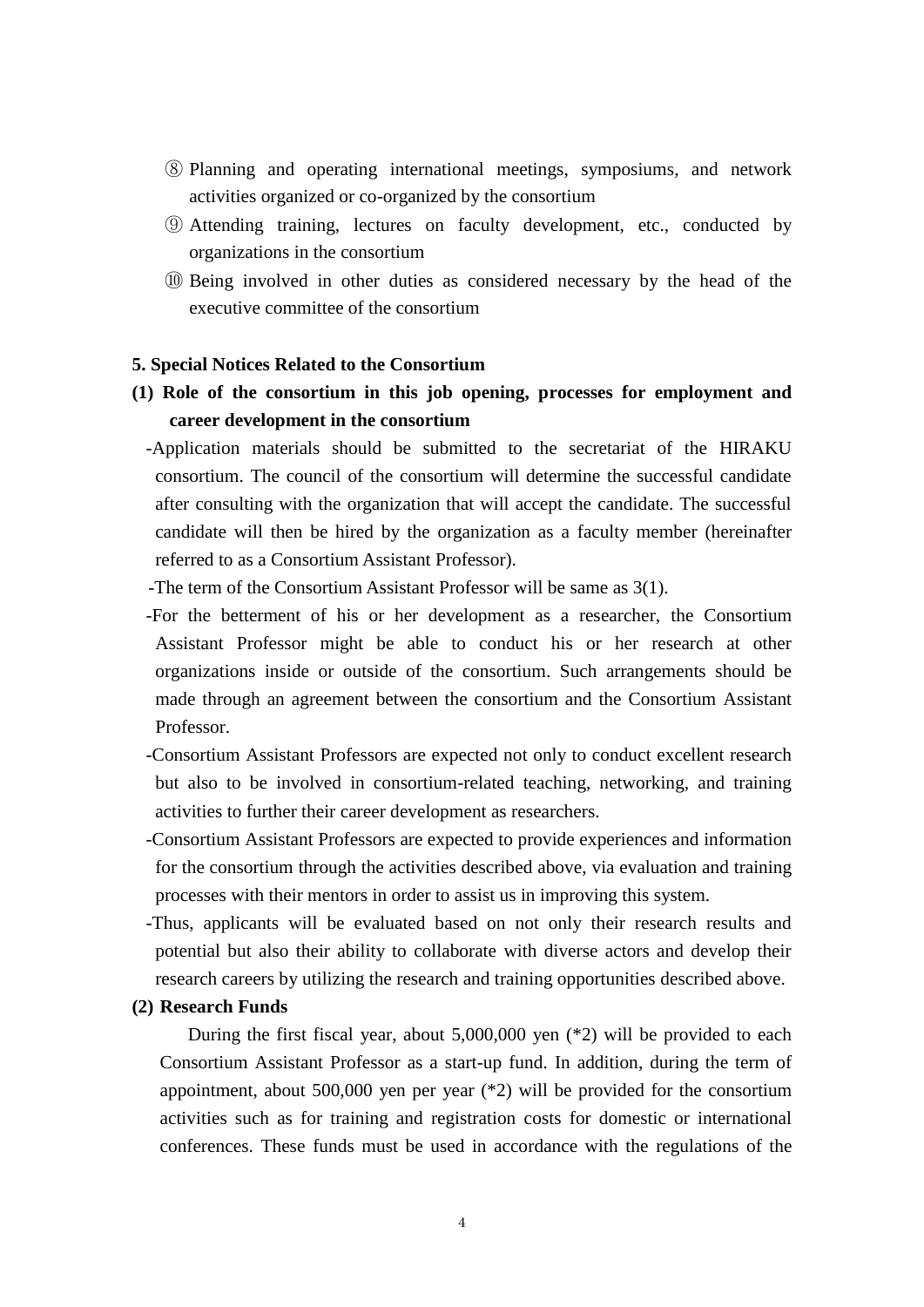⑧ Planning and operating international meetings, symposiums, and network activities organized or co-organized by the consortium

⑨ Attending training, lectures on faculty development, etc., conducted by organizations in the consortium

⑩ Being involved in other duties as considered necessary by the head of the executive committee of the consortium

**5. Special Notices Related to the Consortium**

**(1) Role of the consortium in this job opening, processes for employment and career development in the consortium**

-Application materials should be submitted to the secretariat of the HIRAKU consortium. The council of the consortium will determine the successful candidate after consulting with the organization that will accept the candidate. The successful candidate will then be hired by the organization as a faculty member (hereinafter referred to as a Consortium Assistant Professor).

-The term of the Consortium Assistant Professor will be same as 3(1).

-For the betterment of his or her development as a researcher, the Consortium Assistant Professor might be able to conduct his or her research at other organizations inside or outside of the consortium. Such arrangements should be made through an agreement between the consortium and the Consortium Assistant Professor.

-Consortium Assistant Professors are expected not only to conduct excellent research but also to be involved in consortium-related teaching, networking, and training activities to further their career development as researchers.

-Consortium Assistant Professors are expected to provide experiences and information for the consortium through the activities described above, via evaluation and training processes with their mentors in order to assist us in improving this system.

-Thus, applicants will be evaluated based on not only their research results and potential but also their ability to collaborate with diverse actors and develop their research careers by utilizing the research and training opportunities described above.

**(2) Research Funds**

During the first fiscal year, about 5,000,000 yen (*2) will be provided to each Consortium Assistant Professor as a start-up fund. In addition, during the term of appointment, about 500,000 yen per year (*2) will be provided for the consortium activities such as for training and registration costs for domestic or international conferences. These funds must be used in accordance with the regulations of the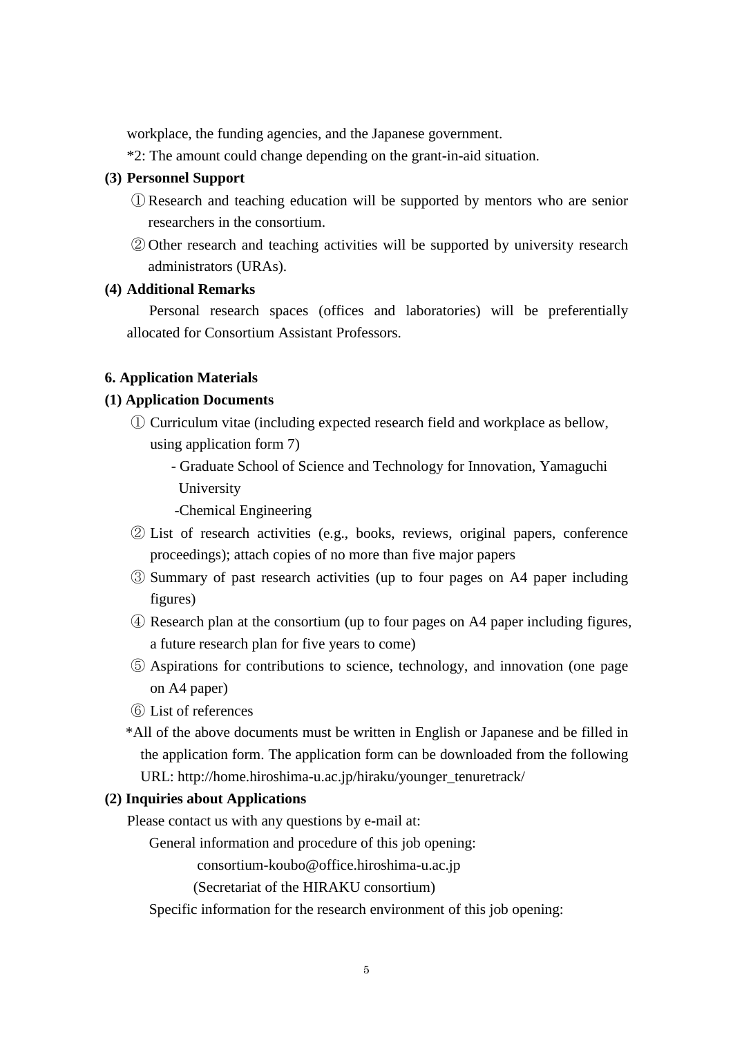workplace, the funding agencies, and the Japanese government.

*2: The amount could change depending on the grant-in-aid situation.

**(3) Personnel Support**

① Research and teaching education will be supported by mentors who are senior researchers in the consortium.

② Other research and teaching activities will be supported by university research administrators (URAs).

**(4) Additional Remarks**

Personal research spaces (offices and laboratories) will be preferentially allocated for Consortium Assistant Professors.

**6. Application Materials**

**(1) Application Documents**

① Curriculum vitae (including expected research field and workplace as bellow, using application form 7)

- Graduate School of Science and Technology for Innovation, Yamaguchi University
- Chemical Engineering

② List of research activities (e.g., books, reviews, original papers, conference proceedings); attach copies of no more than five major papers

③ Summary of past research activities (up to four pages on A4 paper including figures)

④ Research plan at the consortium (up to four pages on A4 paper including figures, a future research plan for five years to come)

⑤ Aspirations for contributions to science, technology, and innovation (one page on A4 paper)

⑥ List of references

*All of the above documents must be written in English or Japanese and be filled in the application form. The application form can be downloaded from the following URL: http://home.hiroshima-u.ac.jp/hiraku/younger_tenuretrack/

**(2) Inquiries about Applications**

Please contact us with any questions by e-mail at:

General information and procedure of this job opening:

consortium-koubo@office.hiroshima-u.ac.jp

(Secretariat of the HIRAKU consortium)

Specific information for the research environment of this job opening: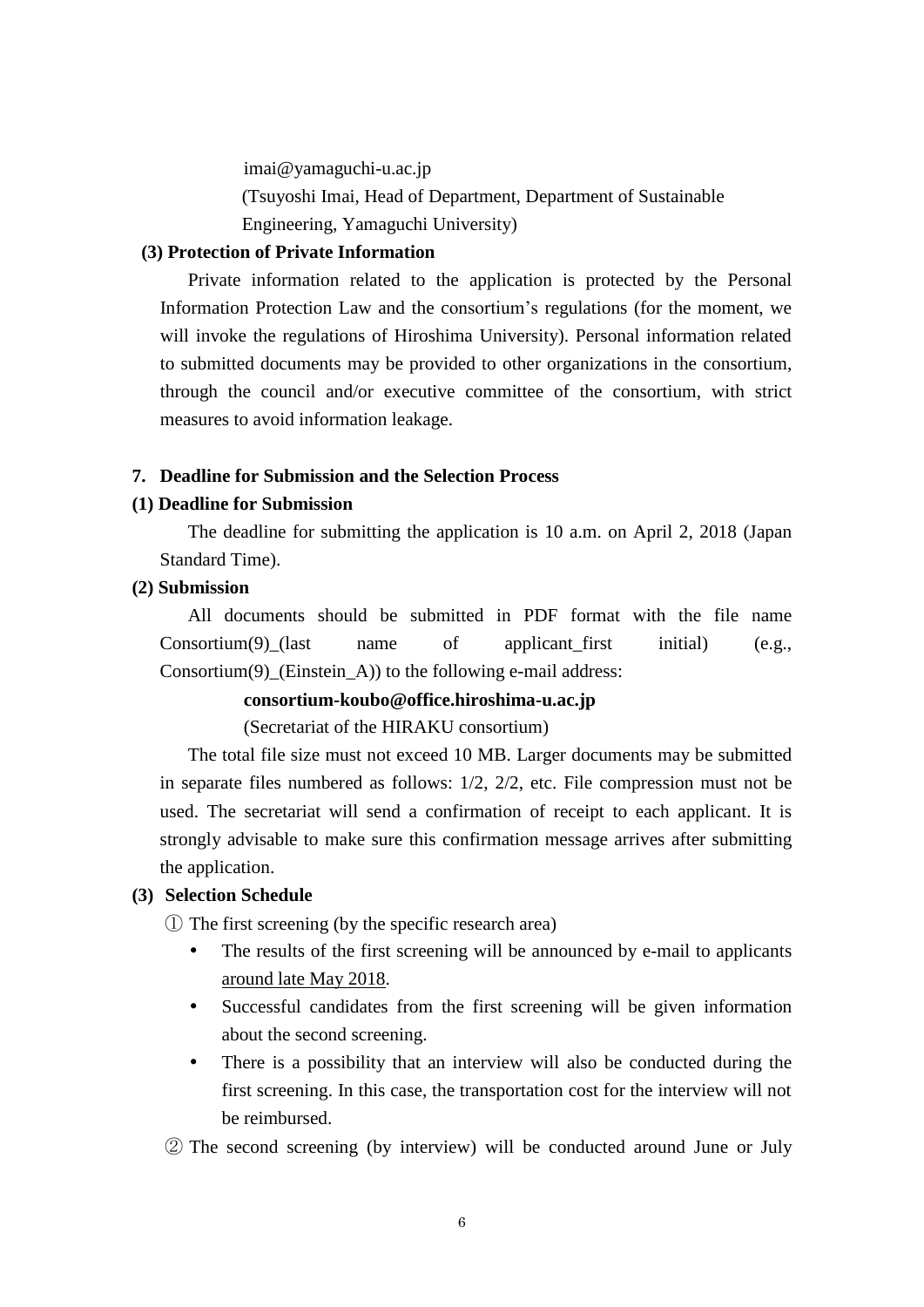imai@yamaguchi-u.ac.jp

(Tsuyoshi Imai, Head of Department, Department of Sustainable Engineering, Yamaguchi University)

**(3) Protection of Private Information**

Private information related to the application is protected by the Personal Information Protection Law and the consortium's regulations (for the moment, we will invoke the regulations of Hiroshima University). Personal information related to submitted documents may be provided to other organizations in the consortium, through the council and/or executive committee of the consortium, with strict measures to avoid information leakage.

## 7. Deadline for Submission and the Selection Process

**(1) Deadline for Submission**

The deadline for submitting the application is 10 a.m. on April 2, 2018 (Japan Standard Time).

**(2) Submission**

All documents should be submitted in PDF format with the file name Consortium(9)_(last name of applicant_first initial) (e.g., Consortium(9)_(Einstein_A)) to the following e-mail address:

**consortium-koubo@office.hiroshima-u.ac.jp**

(Secretariat of the HIRAKU consortium)

The total file size must not exceed 10 MB. Larger documents may be submitted in separate files numbered as follows: 1/2, 2/2, etc. File compression must not be used. The secretariat will send a confirmation of receipt to each applicant. It is strongly advisable to make sure this confirmation message arrives after submitting the application.

**(3) Selection Schedule**

① The first screening (by the specific research area)

- The results of the first screening will be announced by e-mail to applicants around late May 2018.
- Successful candidates from the first screening will be given information about the second screening.
- There is a possibility that an interview will also be conducted during the first screening. In this case, the transportation cost for the interview will not be reimbursed.

② The second screening (by interview) will be conducted around June or July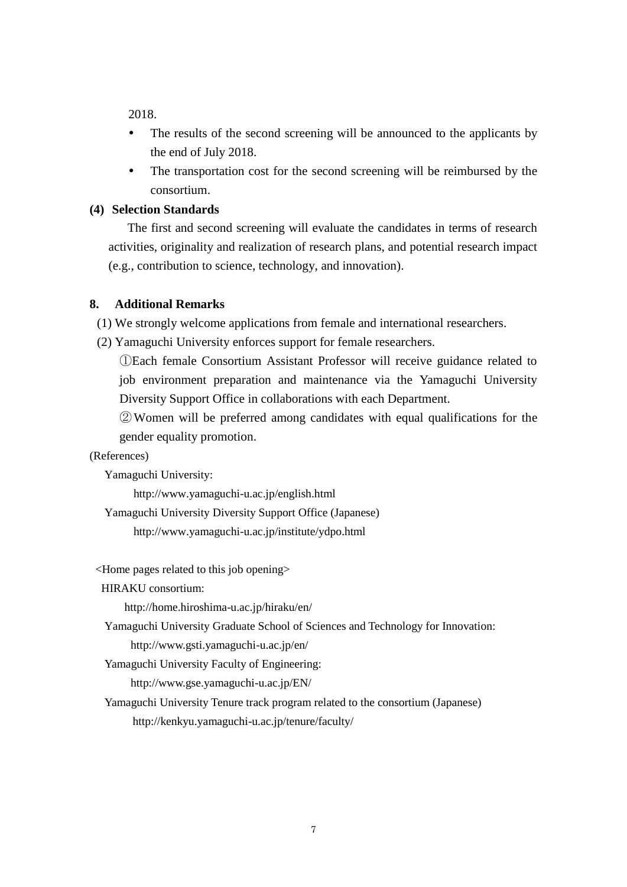2018.

- The results of the second screening will be announced to the applicants by the end of July 2018.
- The transportation cost for the second screening will be reimbursed by the consortium.

**(4) Selection Standards**

The first and second screening will evaluate the candidates in terms of research activities, originality and realization of research plans, and potential research impact (e.g., contribution to science, technology, and innovation).

## 8. Additional Remarks

(1) We strongly welcome applications from female and international researchers.

(2) Yamaguchi University enforces support for female researchers.

①Each female Consortium Assistant Professor will receive guidance related to job environment preparation and maintenance via the Yamaguchi University Diversity Support Office in collaborations with each Department.

②Women will be preferred among candidates with equal qualifications for the gender equality promotion.

(References)

Yamaguchi University:

http://www.yamaguchi-u.ac.jp/english.html

Yamaguchi University Diversity Support Office (Japanese)

http://www.yamaguchi-u.ac.jp/institute/ydpo.html

<Home pages related to this job opening>

HIRAKU consortium:

http://home.hiroshima-u.ac.jp/hiraku/en/

Yamaguchi University Graduate School of Sciences and Technology for Innovation:

http://www.gsti.yamaguchi-u.ac.jp/en/

Yamaguchi University Faculty of Engineering:

http://www.gse.yamaguchi-u.ac.jp/EN/

Yamaguchi University Tenure track program related to the consortium (Japanese)

http://kenkyu.yamaguchi-u.ac.jp/tenure/faculty/